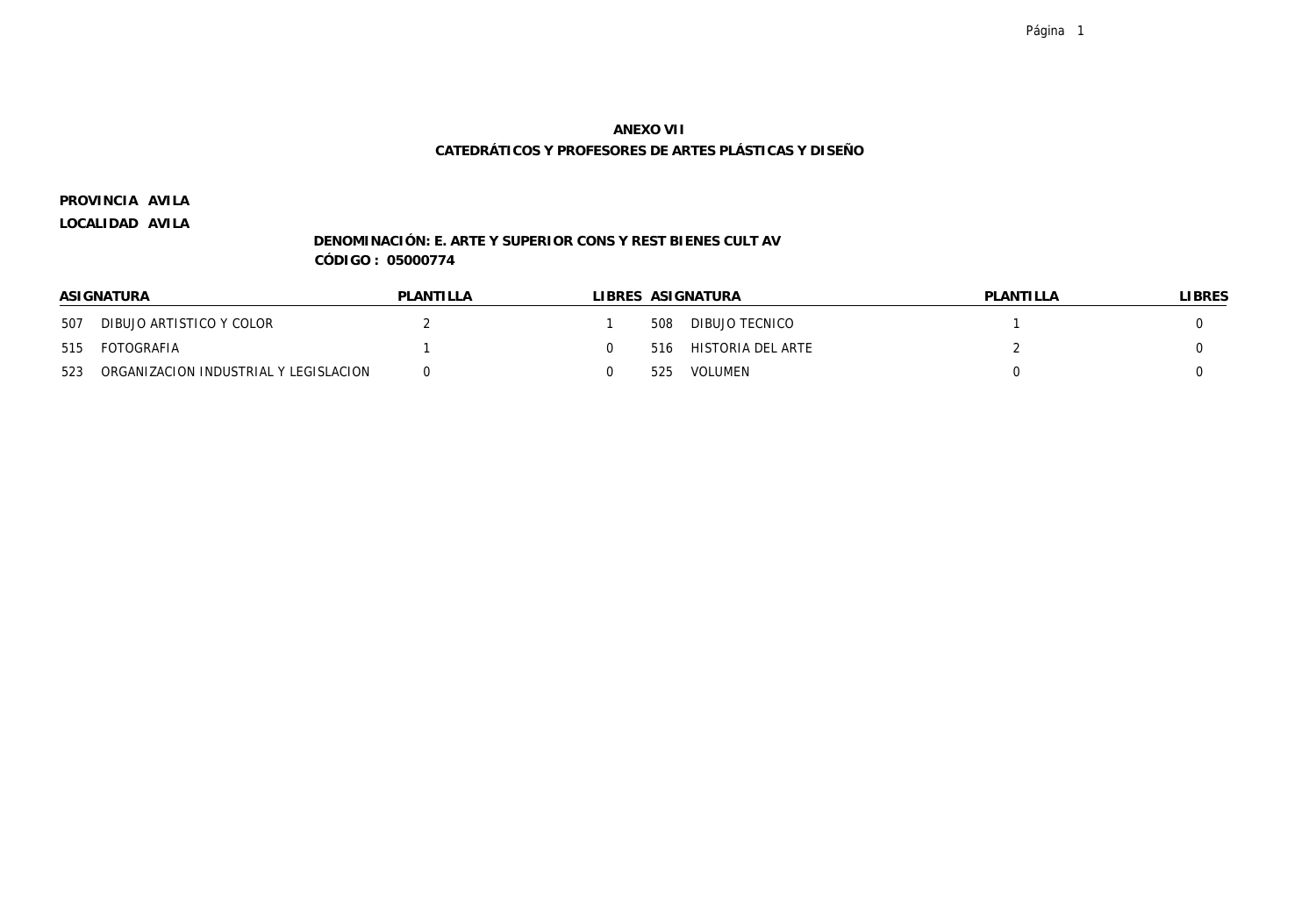**ANEXO VI**

**CATEDRÁTICOS Y PROFESORES DE ARTES PLÁSTICAS Y DISEÑO**

**PROVINCIA AVILA**

**LOCALIDAD AVILA**

**DENOMINACIÓN: E. ARTE Y SUPERIOR CONS Y REST BIENES CULT AV**

**CÓDIGO : 05000774**

| ASIGNATURA | | PLANTILLA | LIBRES | ASIGNATURA | | PLANTILLA | LIBRES |
|---|---|---|---|---|---|---|---|
| 507 | DIBUJO ARTISTICO Y COLOR | 2 | 1 | 508 | DIBUJO TECNICO | 1 | 0 |
| 515 | FOTOGRAFIA | 1 | 0 | 516 | HISTORIA DEL ARTE | 2 | 0 |
| 523 | ORGANIZACION INDUSTRIAL Y LEGISLACION | 0 | 0 | 525 | VOLUMEN | 0 | 0 |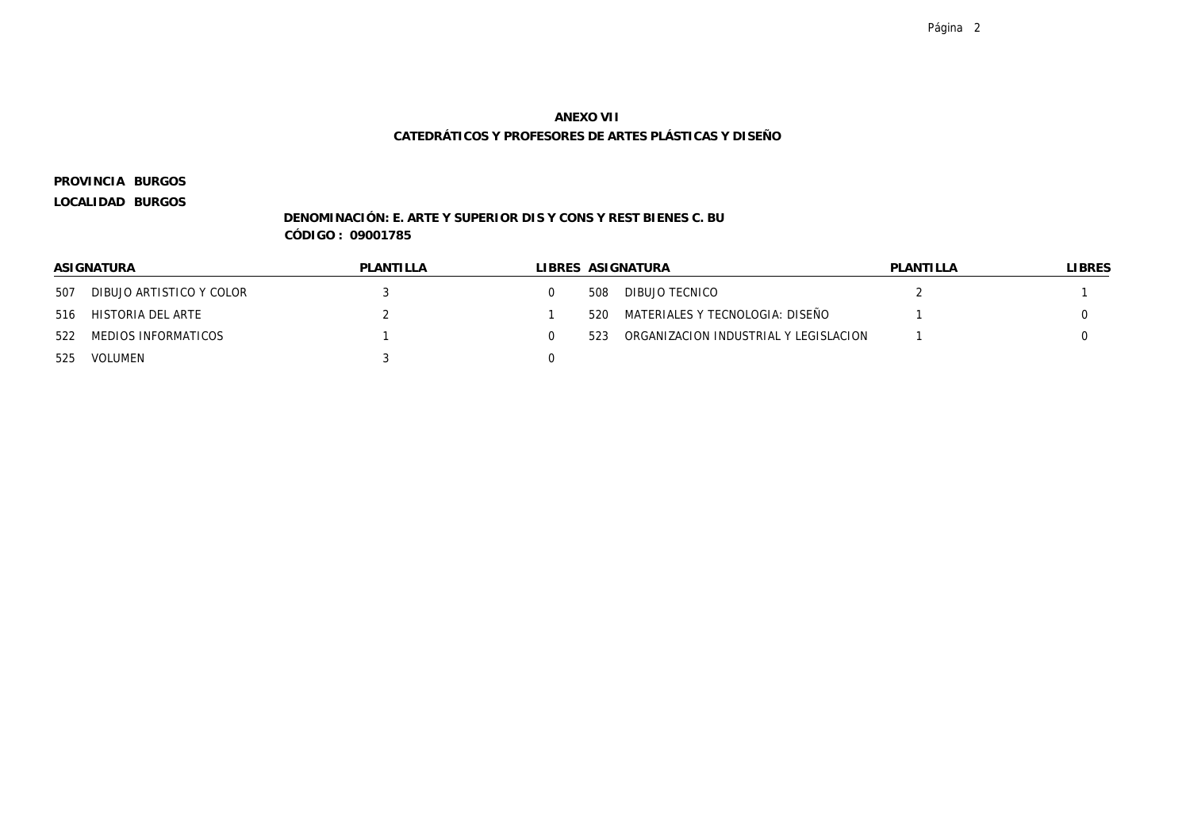**ANEXO VII**

**CATEDRÁTICOS Y PROFESORES DE ARTES PLÁSTICAS Y DISEÑO**

**PROVINCIA BURGOS**

**LOCALIDAD BURGOS**

**DENOMINACIÓN: E. ARTE Y SUPERIOR DIS Y CONS Y REST BIENES C. BU**

**CÓDIGO : 09001785**

| ASIGNATURA | | PLANTILLA | LIBRES | ASIGNATURA | | PLANTILLA | LIBRES |
|---|---|---|---|---|---|---|---|
| 507 | DIBUJO ARTISTICO Y COLOR | 3 | 0 | 508 | DIBUJO TECNICO | 2 | 1 |
| 516 | HISTORIA DEL ARTE | 2 | 1 | 520 | MATERIALES Y TECNOLOGIA: DISEÑO | 1 | 0 |
| 522 | MEDIOS INFORMATICOS | 1 | 0 | 523 | ORGANIZACION INDUSTRIAL Y LEGISLACION | 1 | 0 |
| 525 | VOLUMEN | 3 | 0 | | | | |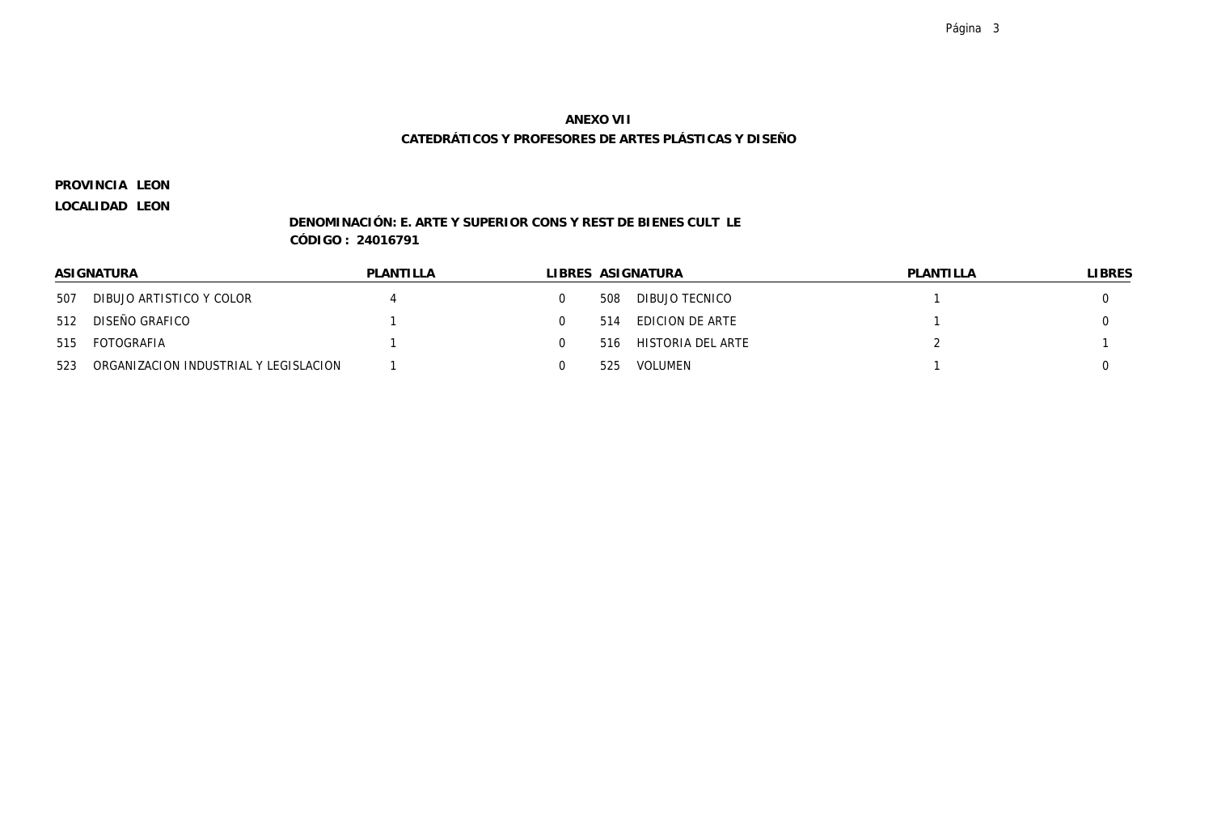**ANEXO VII**

**CATEDRÁTICOS Y PROFESORES DE ARTES PLÁSTICAS Y DISEÑO**

**PROVINCIA LEON**

**LOCALIDAD LEON**

**DENOMINACIÓN: E. ARTE Y SUPERIOR CONS Y REST DE BIENES CULT LE**

**CÓDIGO : 24016791**

| ASIGNATURA | | PLANTILLA | LIBRES | ASIGNATURA | | PLANTILLA | LIBRES |
|---|---|---|---|---|---|---|---|
| 507 | DIBUJO ARTISTICO Y COLOR | 4 | 0 | 508 | DIBUJO TECNICO | 1 | 0 |
| 512 | DISEÑO GRAFICO | 1 | 0 | 514 | EDICION DE ARTE | 1 | 0 |
| 515 | FOTOGRAFIA | 1 | 0 | 516 | HISTORIA DEL ARTE | 2 | 1 |
| 523 | ORGANIZACION INDUSTRIAL Y LEGISLACION | 1 | 0 | 525 | VOLUMEN | 1 | 0 |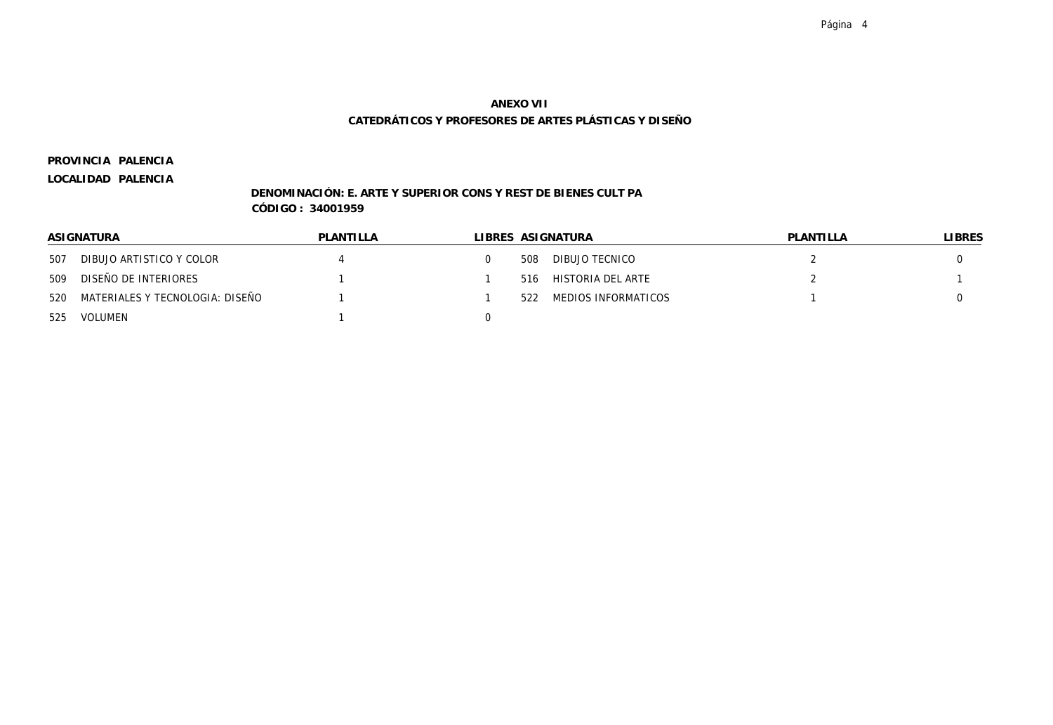**ANEXO VII**

**CATEDRÁTICOS Y PROFESORES DE ARTES PLÁSTICAS Y DISEÑO**

**PROVINCIA PALENCIA**

**LOCALIDAD PALENCIA**

**DENOMINACIÓN: E. ARTE Y SUPERIOR CONS Y REST DE BIENES CULT PA**

**CÓDIGO : 34001959**

| ASIGNATURA | PLANTILLA | LIBRES | ASIGNATURA | PLANTILLA | LIBRES |
|---|---|---|---|---|---|
| 507 DIBUJO ARTISTICO Y COLOR | 4 | 0 | 508 DIBUJO TECNICO | 2 | 0 |
| 509 DISEÑO DE INTERIORES | 1 | 1 | 516 HISTORIA DEL ARTE | 2 | 1 |
| 520 MATERIALES Y TECNOLOGIA: DISEÑO | 1 | 1 | 522 MEDIOS INFORMATICOS | 1 | 0 |
| 525 VOLUMEN | 1 | 0 | | | |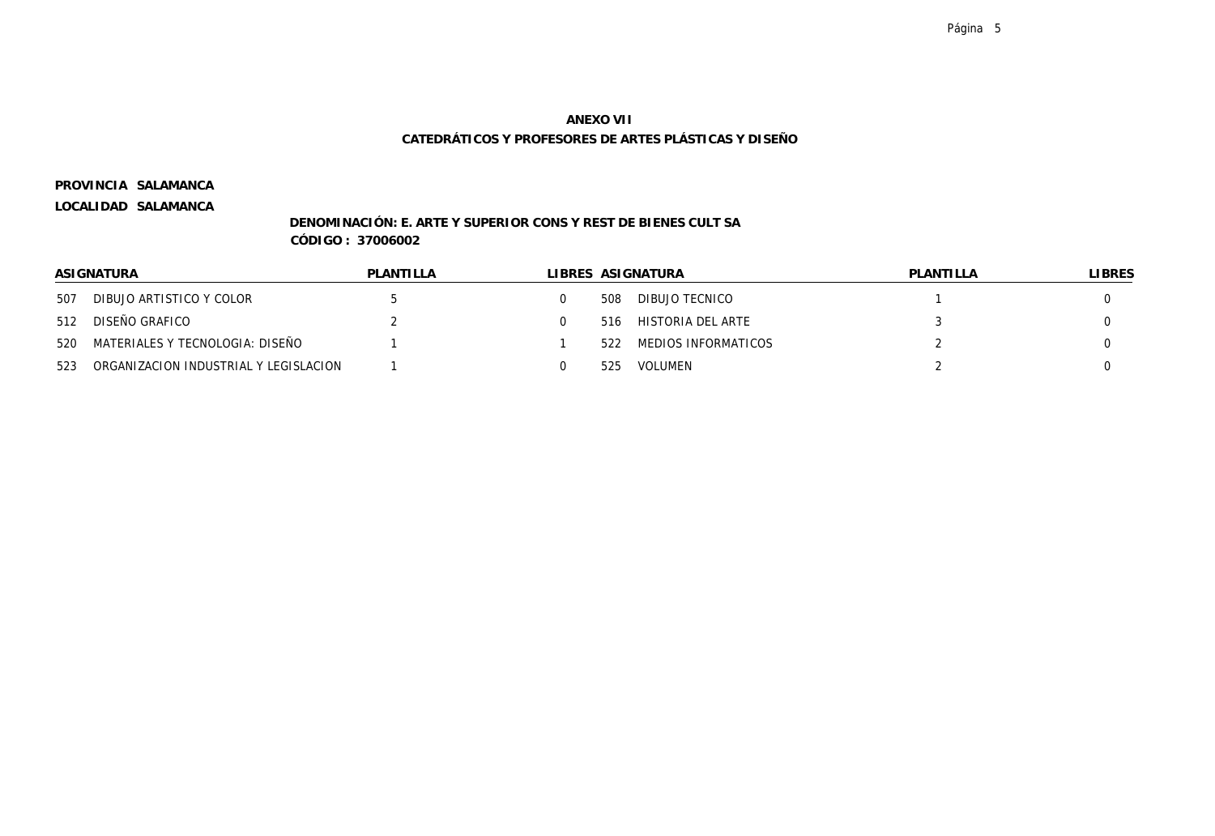**ANEXO VII**

**CATEDRÁTICOS Y PROFESORES DE ARTES PLÁSTICAS Y DISEÑO**

**PROVINCIA SALAMANCA**

**LOCALIDAD SALAMANCA**

**DENOMINACIÓN: E. ARTE Y SUPERIOR CONS Y REST DE BIENES CULT SA**

**CÓDIGO : 37006002**

| ASIGNATURA | | PLANTILLA | LIBRES | ASIGNATURA | | PLANTILLA | LIBRES |
|---|---|---|---|---|---|---|---|
| 507 | DIBUJO ARTISTICO Y COLOR | 5 | 0 | 508 | DIBUJO TECNICO | 1 | 0 |
| 512 | DISEÑO GRAFICO | 2 | 0 | 516 | HISTORIA DEL ARTE | 3 | 0 |
| 520 | MATERIALES Y TECNOLOGIA: DISEÑO | 1 | 1 | 522 | MEDIOS INFORMATICOS | 2 | 0 |
| 523 | ORGANIZACION INDUSTRIAL Y LEGISLACION | 1 | 0 | 525 | VOLUMEN | 2 | 0 |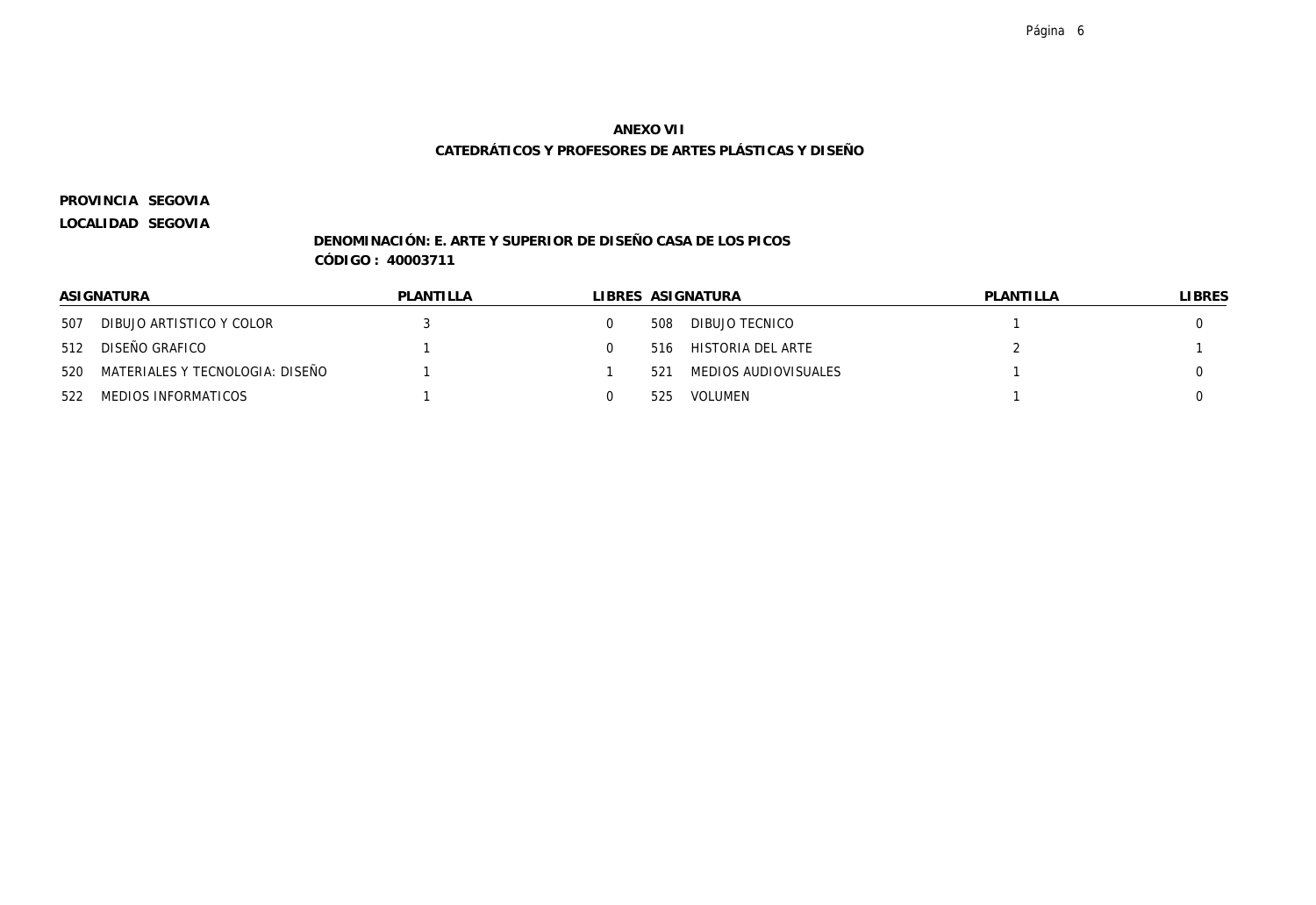**ANEXO VII**

**CATEDRÁTICOS Y PROFESORES DE ARTES PLÁSTICAS Y DISEÑO**

**PROVINCIA SEGOVIA**

**LOCALIDAD SEGOVIA**

**DENOMINACIÓN: E. ARTE Y SUPERIOR DE DISEÑO CASA DE LOS PICOS**

**CÓDIGO : 40003711**

| ASIGNATURA | | PLANTILLA | LIBRES | ASIGNATURA | | PLANTILLA | LIBRES |
|---|---|---|---|---|---|---|---|
| 507 | DIBUJO ARTISTICO Y COLOR | 3 | 0 | 508 | DIBUJO TECNICO | 1 | 0 |
| 512 | DISEÑO GRAFICO | 1 | 0 | 516 | HISTORIA DEL ARTE | 2 | 1 |
| 520 | MATERIALES Y TECNOLOGIA: DISEÑO | 1 | 1 | 521 | MEDIOS AUDIOVISUALES | 1 | 0 |
| 522 | MEDIOS INFORMATICOS | 1 | 0 | 525 | VOLUMEN | 1 | 0 |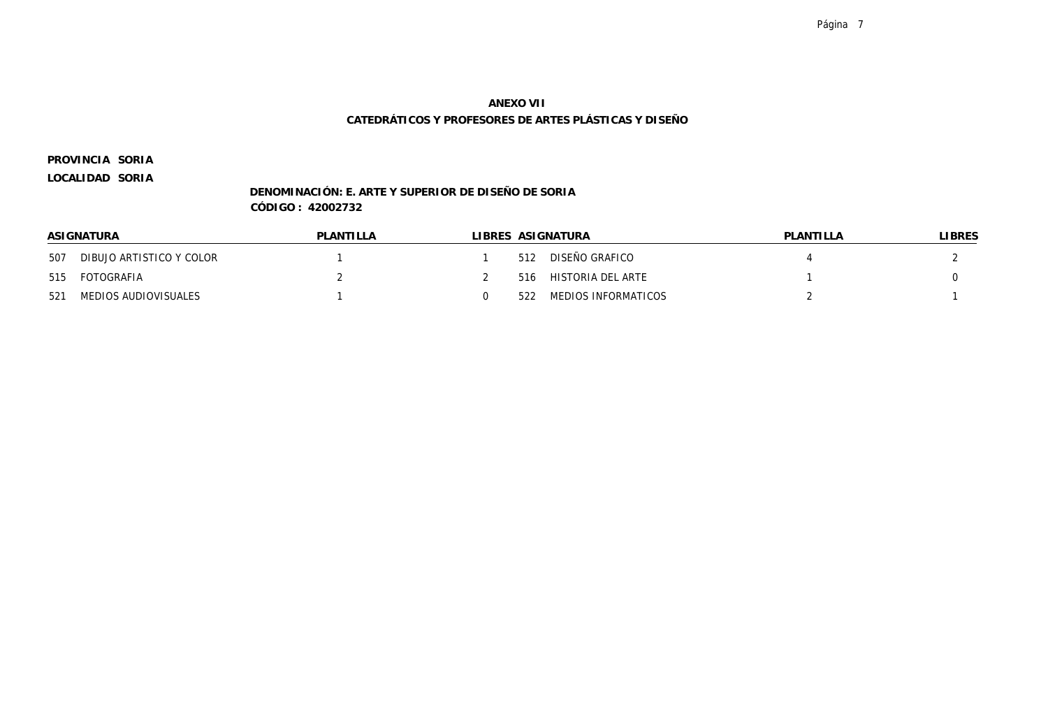**ANEXO VII**

**CATEDRÁTICOS Y PROFESORES DE ARTES PLÁSTICAS Y DISEÑO**

**PROVINCIA SORIA**

**LOCALIDAD SORIA**

**DENOMINACIÓN: E. ARTE Y SUPERIOR DE DISEÑO DE SORIA**

**CÓDIGO : 42002732**

| ASIGNATURA | PLANTILLA | LIBRES | ASIGNATURA | PLANTILLA | LIBRES |
|---|---|---|---|---|---|
| 507 DIBUJO ARTISTICO Y COLOR | 1 | 1 | 512 DISEÑO GRAFICO | 4 | 2 |
| 515 FOTOGRAFIA | 2 | 2 | 516 HISTORIA DEL ARTE | 1 | 0 |
| 521 MEDIOS AUDIOVISUALES | 1 | 0 | 522 MEDIOS INFORMATICOS | 2 | 1 |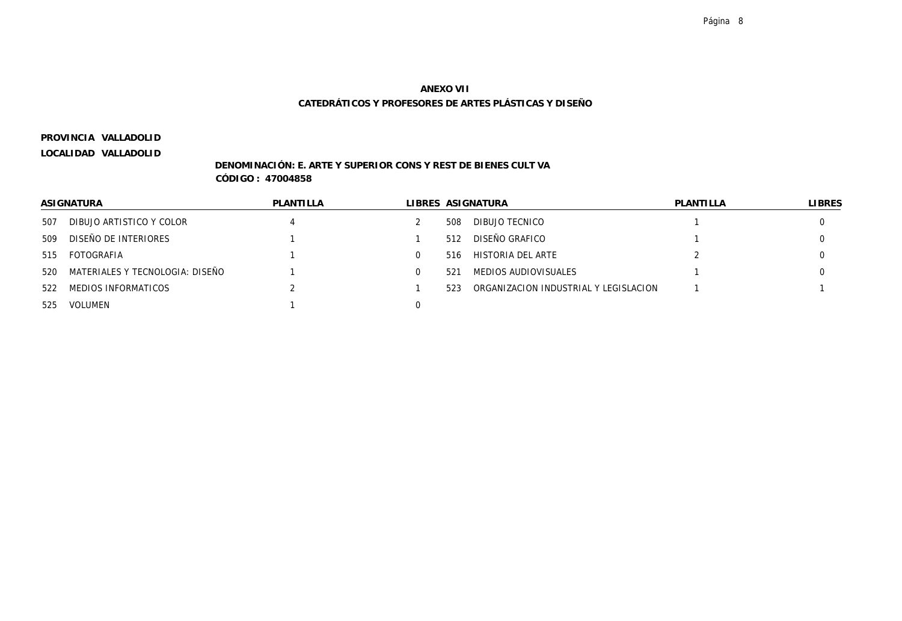**ANEXO VII**

**CATEDRÁTICOS Y PROFESORES DE ARTES PLÁSTICAS Y DISEÑO**

**PROVINCIA VALLADOLID**

**LOCALIDAD VALLADOLID**

**DENOMINACIÓN: E. ARTE Y SUPERIOR CONS Y REST DE BIENES CULT VA**

**CÓDIGO : 47004858**

| ASIGNATURA | | PLANTILLA | LIBRES | ASIGNATURA | | PLANTILLA | LIBRES |
|---|---|---|---|---|---|---|---|
| 507 | DIBUJO ARTISTICO Y COLOR | 4 | 2 | 508 | DIBUJO TECNICO | 1 | 0 |
| 509 | DISEÑO DE INTERIORES | 1 | 1 | 512 | DISEÑO GRAFICO | 1 | 0 |
| 515 | FOTOGRAFIA | 1 | 0 | 516 | HISTORIA DEL ARTE | 2 | 0 |
| 520 | MATERIALES Y TECNOLOGIA: DISEÑO | 1 | 0 | 521 | MEDIOS AUDIOVISUALES | 1 | 0 |
| 522 | MEDIOS INFORMATICOS | 2 | 1 | 523 | ORGANIZACION INDUSTRIAL Y LEGISLACION | 1 | 1 |
| 525 | VOLUMEN | 1 | 0 | | | | |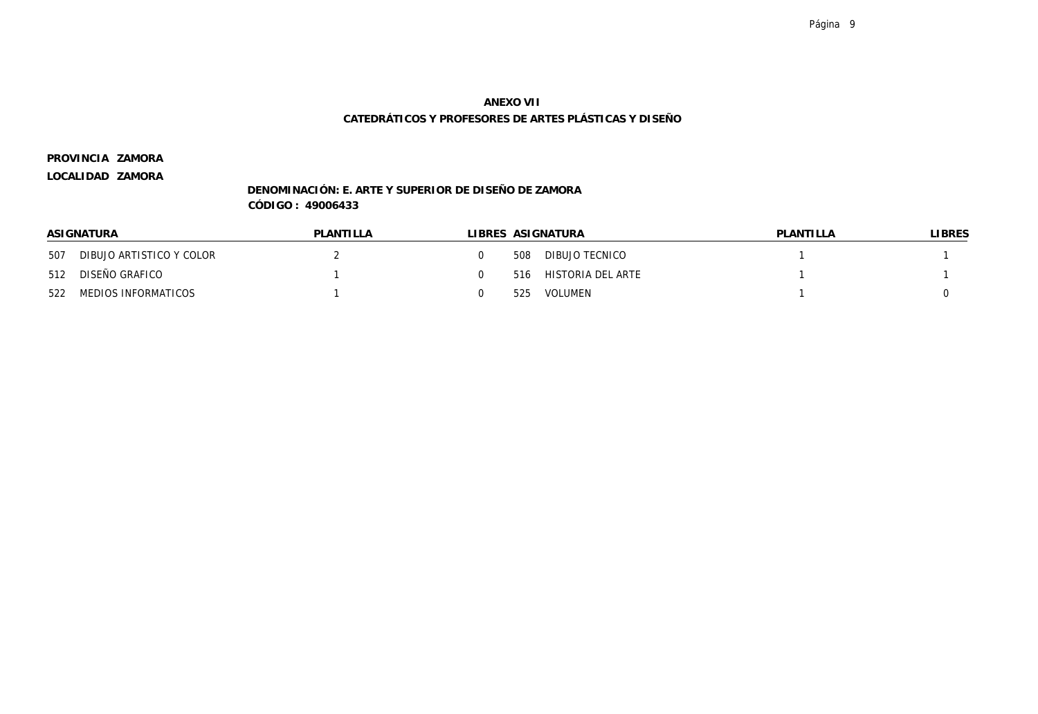**ANEXO VII**

**CATEDRÁTICOS Y PROFESORES DE ARTES PLÁSTICAS Y DISEÑO**

**PROVINCIA ZAMORA**

**LOCALIDAD ZAMORA**

**DENOMINACIÓN: E. ARTE Y SUPERIOR DE DISEÑO DE ZAMORA**

**CÓDIGO : 49006433**

| ASIGNATURA | PLANTILLA | LIBRES | ASIGNATURA | PLANTILLA | LIBRES |
|---|---|---|---|---|---|
| 507 DIBUJO ARTISTICO Y COLOR | 2 | 0 | 508 DIBUJO TECNICO | 1 | 1 |
| 512 DISEÑO GRAFICO | 1 | 0 | 516 HISTORIA DEL ARTE | 1 | 1 |
| 522 MEDIOS INFORMATICOS | 1 | 0 | 525 VOLUMEN | 1 | 0 |